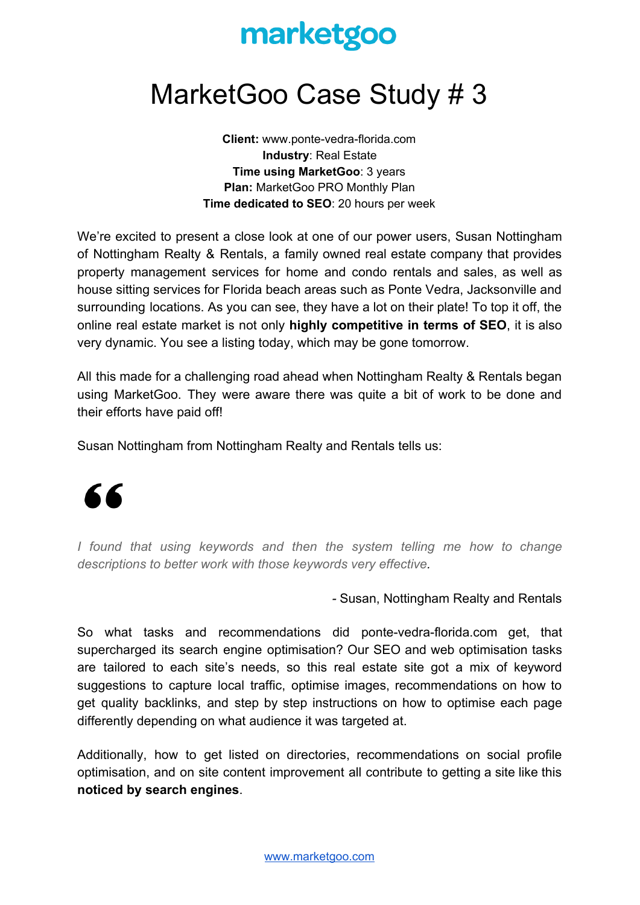# marketgoo

# MarketGoo Case Study # 3

**Client:** www.ponte-vedra-florida.com
**Industry**: Real Estate
**Time using MarketGoo**: 3 years
**Plan:** MarketGoo PRO Monthly Plan
**Time dedicated to SEO**: 20 hours per week

We're excited to present a close look at one of our power users, Susan Nottingham of Nottingham Realty & Rentals, a family owned real estate company that provides property management services for home and condo rentals and sales, as well as house sitting services for Florida beach areas such as Ponte Vedra, Jacksonville and surrounding locations. As you can see, they have a lot on their plate! To top it off, the online real estate market is not only **highly competitive in terms of SEO**, it is also very dynamic. You see a listing today, which may be gone tomorrow.

All this made for a challenging road ahead when Nottingham Realty & Rentals began using MarketGoo. They were aware there was quite a bit of work to be done and their efforts have paid off!

Susan Nottingham from Nottingham Realty and Rentals tells us:

> *I found that using keywords and then the system telling me how to change descriptions to better work with those keywords very effective.*
>
> \- Susan, Nottingham Realty and Rentals

So what tasks and recommendations did ponte-vedra-florida.com get, that supercharged its search engine optimisation? Our SEO and web optimisation tasks are tailored to each site's needs, so this real estate site got a mix of keyword suggestions to capture local traffic, optimise images, recommendations on how to get quality backlinks, and step by step instructions on how to optimise each page differently depending on what audience it was targeted at.

Additionally, how to get listed on directories, recommendations on social profile optimisation, and on site content improvement all contribute to getting a site like this **noticed by search engines**.

www.marketgoo.com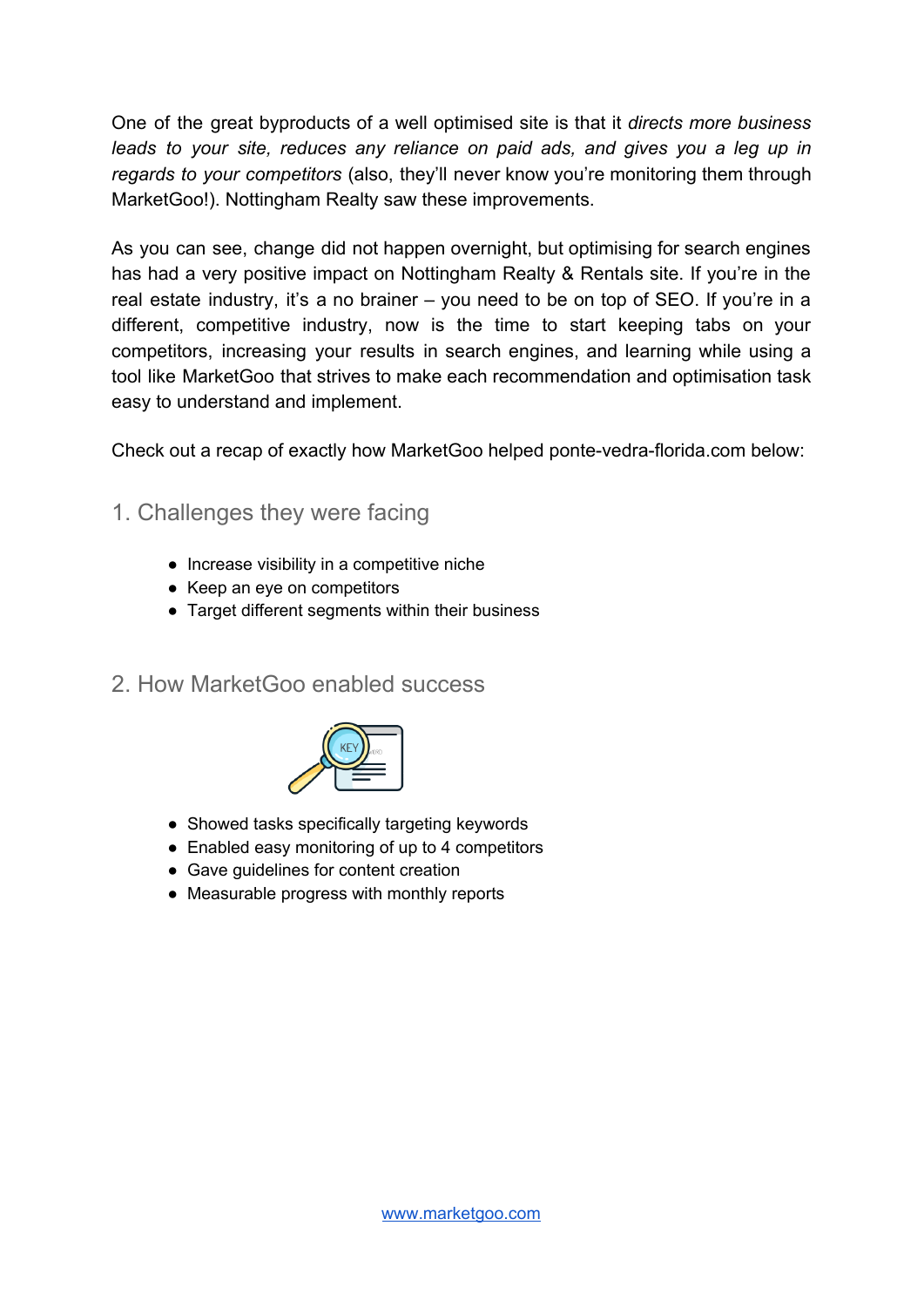One of the great byproducts of a well optimised site is that it *directs more business leads to your site, reduces any reliance on paid ads, and gives you a leg up in regards to your competitors* (also, they'll never know you're monitoring them through MarketGoo!). Nottingham Realty saw these improvements.

As you can see, change did not happen overnight, but optimising for search engines has had a very positive impact on Nottingham Realty & Rentals site. If you're in the real estate industry, it's a no brainer – you need to be on top of SEO. If you're in a different, competitive industry, now is the time to start keeping tabs on your competitors, increasing your results in search engines, and learning while using a tool like MarketGoo that strives to make each recommendation and optimisation task easy to understand and implement.

Check out a recap of exactly how MarketGoo helped ponte-vedra-florida.com below:

## 1. Challenges they were facing

- Increase visibility in a competitive niche
- Keep an eye on competitors
- Target different segments within their business

## 2. How MarketGoo enabled success

- Showed tasks specifically targeting keywords
- Enabled easy monitoring of up to 4 competitors
- Gave guidelines for content creation
- Measurable progress with monthly reports

[www.marketgoo.com](http://www.marketgoo.com)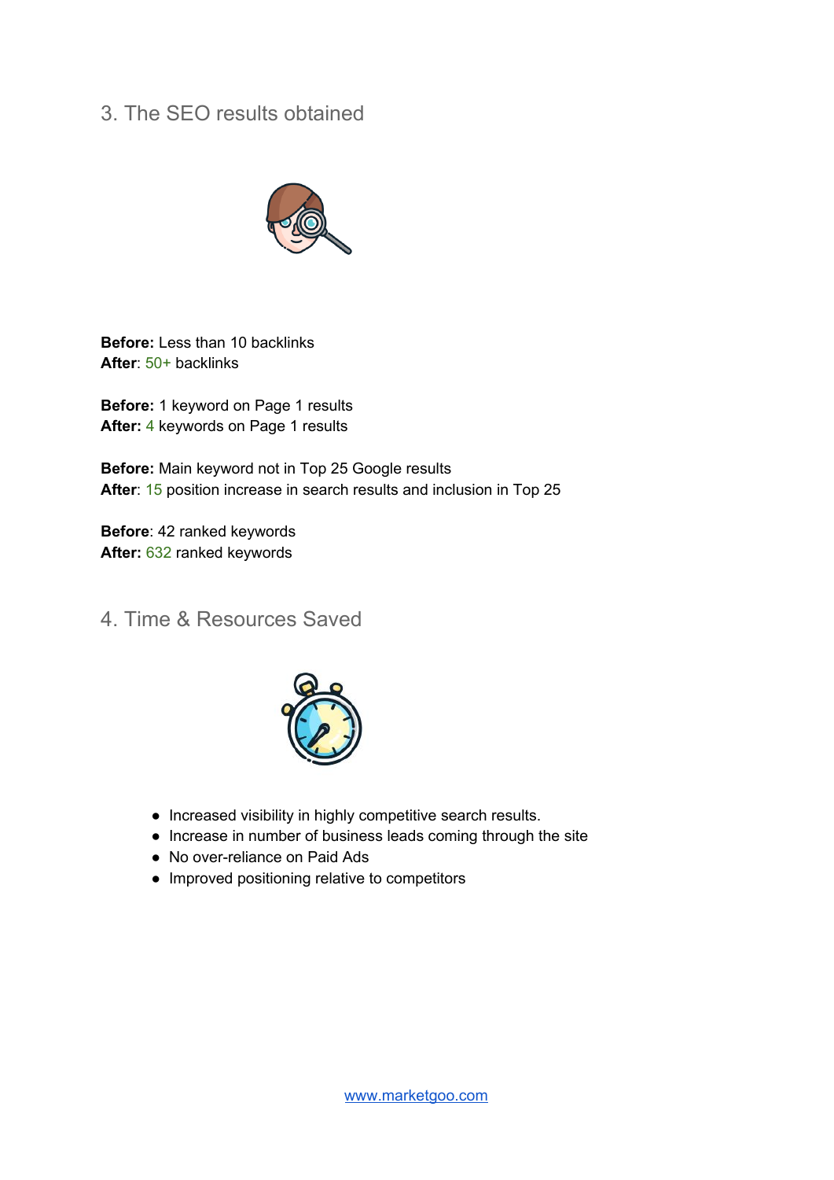## 3. The SEO results obtained

**Before:** Less than 10 backlinks
**After**: 50+ backlinks

**Before:** 1 keyword on Page 1 results
**After:** 4 keywords on Page 1 results

**Before:** Main keyword not in Top 25 Google results
**After**: 15 position increase in search results and inclusion in Top 25

**Before**: 42 ranked keywords
**After:** 632 ranked keywords

## 4. Time & Resources Saved

- Increased visibility in highly competitive search results.
- Increase in number of business leads coming through the site
- No over-reliance on Paid Ads
- Improved positioning relative to competitors

www.marketgoo.com